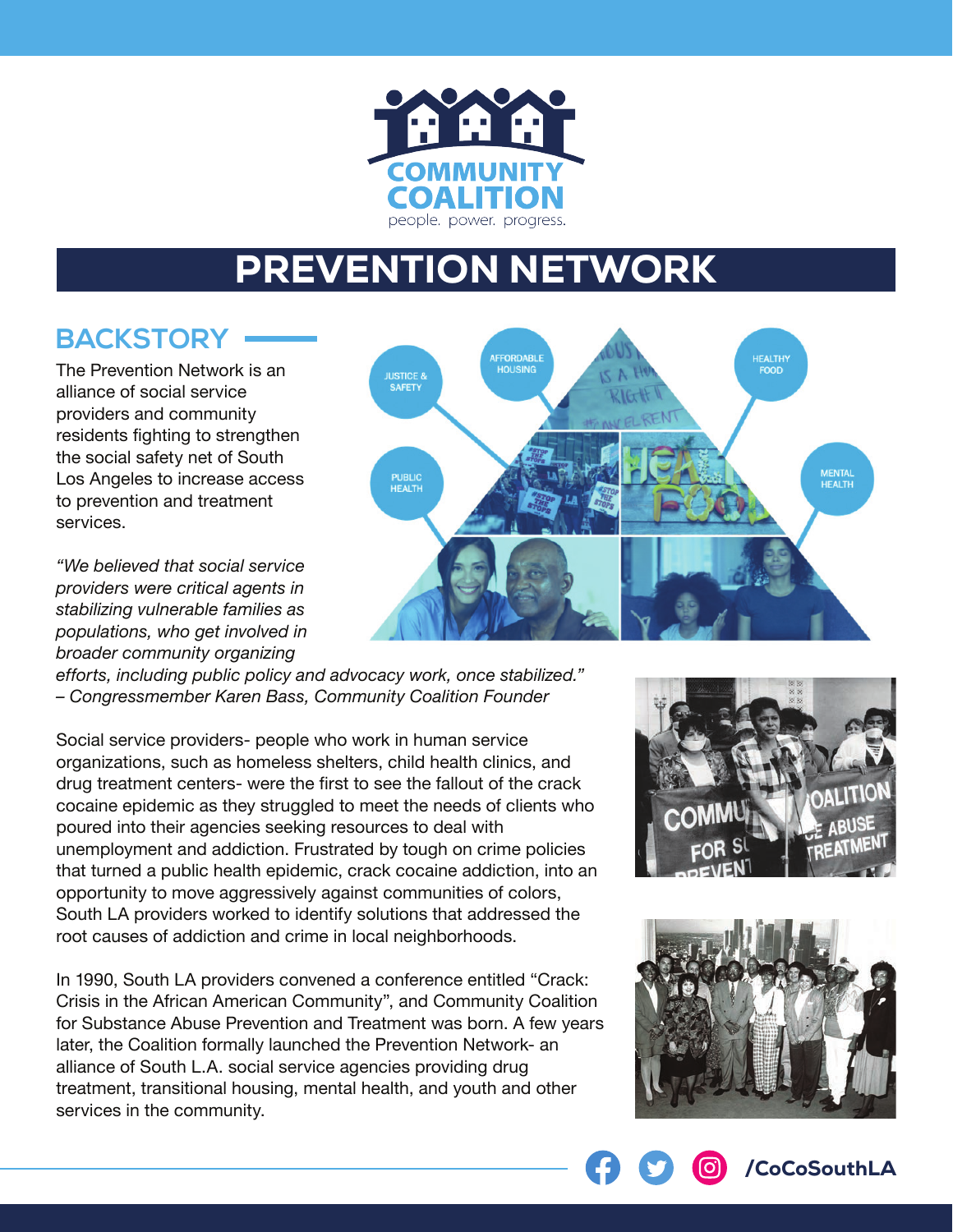COMMUNITY COALITION

people. power. progress.

# PREVENTION NETWORK

## BACKSTORY

The Prevention Network is an alliance of social service providers and community residents fighting to strengthen the social safety net of South Los Angeles to increase access to prevention and treatment services.

*"We believed that social service providers were critical agents in stabilizing vulnerable families as populations, who get involved in broader community organizing efforts, including public policy and advocacy work, once stabilized." – Congressmember Karen Bass, Community Coalition Founder*

Social service providers- people who work in human service organizations, such as homeless shelters, child health clinics, and drug treatment centers- were the first to see the fallout of the crack cocaine epidemic as they struggled to meet the needs of clients who poured into their agencies seeking resources to deal with unemployment and addiction. Frustrated by tough on crime policies that turned a public health epidemic, crack cocaine addiction, into an opportunity to move aggressively against communities of colors, South LA providers worked to identify solutions that addressed the root causes of addiction and crime in local neighborhoods.

In 1990, South LA providers convened a conference entitled "Crack: Crisis in the African American Community", and Community Coalition for Substance Abuse Prevention and Treatment was born. A few years later, the Coalition formally launched the Prevention Network- an alliance of South L.A. social service agencies providing drug treatment, transitional housing, mental health, and youth and other services in the community.

/CoCoSouthLA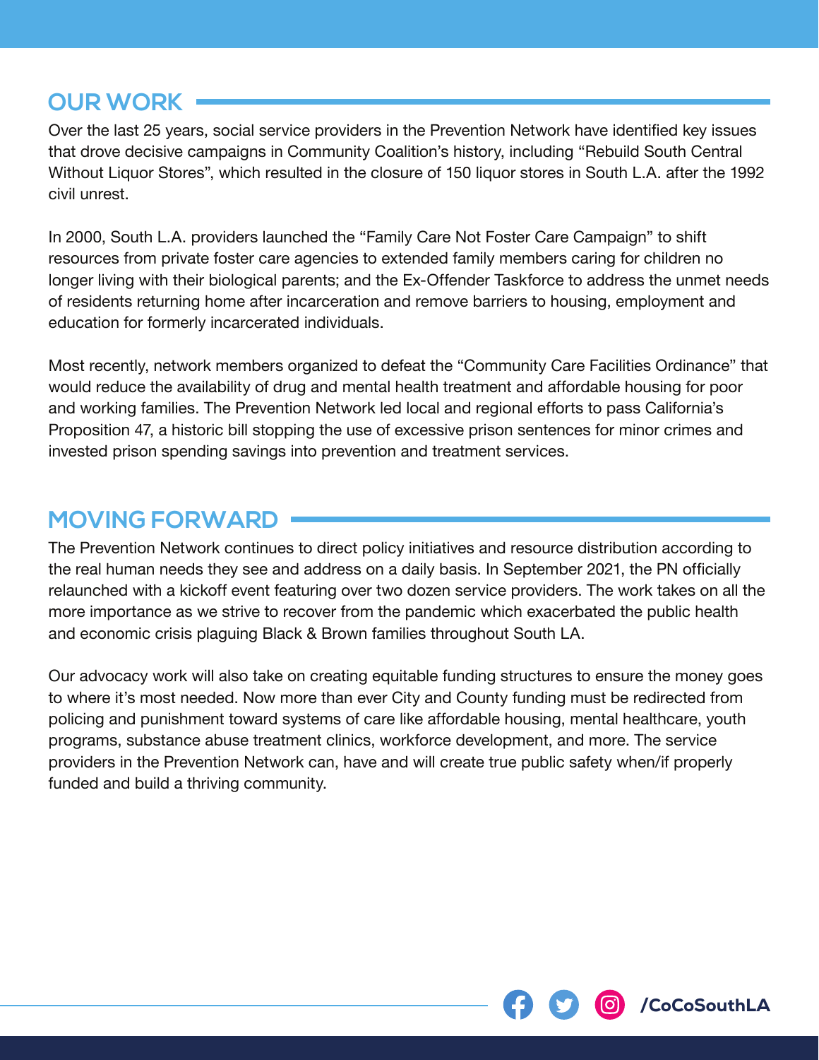## OUR WORK

Over the last 25 years, social service providers in the Prevention Network have identified key issues that drove decisive campaigns in Community Coalition's history, including "Rebuild South Central Without Liquor Stores", which resulted in the closure of 150 liquor stores in South L.A. after the 1992 civil unrest.

In 2000, South L.A. providers launched the "Family Care Not Foster Care Campaign" to shift resources from private foster care agencies to extended family members caring for children no longer living with their biological parents; and the Ex-Offender Taskforce to address the unmet needs of residents returning home after incarceration and remove barriers to housing, employment and education for formerly incarcerated individuals.

Most recently, network members organized to defeat the "Community Care Facilities Ordinance" that would reduce the availability of drug and mental health treatment and affordable housing for poor and working families. The Prevention Network led local and regional efforts to pass California's Proposition 47, a historic bill stopping the use of excessive prison sentences for minor crimes and invested prison spending savings into prevention and treatment services.

## MOVING FORWARD

The Prevention Network continues to direct policy initiatives and resource distribution according to the real human needs they see and address on a daily basis. In September 2021, the PN officially relaunched with a kickoff event featuring over two dozen service providers. The work takes on all the more importance as we strive to recover from the pandemic which exacerbated the public health and economic crisis plaguing Black & Brown families throughout South LA.

Our advocacy work will also take on creating equitable funding structures to ensure the money goes to where it's most needed. Now more than ever City and County funding must be redirected from policing and punishment toward systems of care like affordable housing, mental healthcare, youth programs, substance abuse treatment clinics, workforce development, and more. The service providers in the Prevention Network can, have and will create true public safety when/if properly funded and build a thriving community.

/CoCoSouthLA